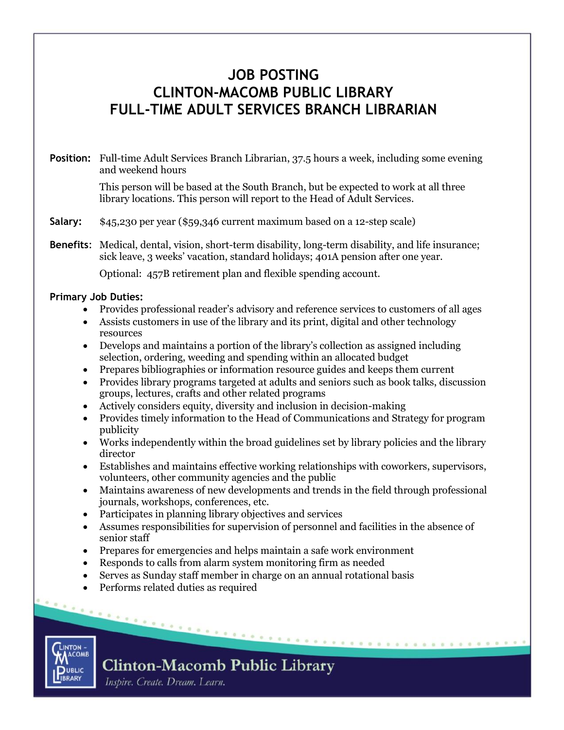# JOB POSTING
# CLINTON-MACOMB PUBLIC LIBRARY
# FULL-TIME ADULT SERVICES BRANCH LIBRARIAN

**Position:** Full-time Adult Services Branch Librarian, 37.5 hours a week, including some evening and weekend hours

This person will be based at the South Branch, but be expected to work at all three library locations. This person will report to the Head of Adult Services.

**Salary:** $45,230 per year ($59,346 current maximum based on a 12-step scale)

**Benefits:** Medical, dental, vision, short-term disability, long-term disability, and life insurance; sick leave, 3 weeks' vacation, standard holidays; 401A pension after one year.

Optional: 457B retirement plan and flexible spending account.

**Primary Job Duties:**

- Provides professional reader's advisory and reference services to customers of all ages
- Assists customers in use of the library and its print, digital and other technology resources
- Develops and maintains a portion of the library's collection as assigned including selection, ordering, weeding and spending within an allocated budget
- Prepares bibliographies or information resource guides and keeps them current
- Provides library programs targeted at adults and seniors such as book talks, discussion groups, lectures, crafts and other related programs
- Actively considers equity, diversity and inclusion in decision-making
- Provides timely information to the Head of Communications and Strategy for program publicity
- Works independently within the broad guidelines set by library policies and the library director
- Establishes and maintains effective working relationships with coworkers, supervisors, volunteers, other community agencies and the public
- Maintains awareness of new developments and trends in the field through professional journals, workshops, conferences, etc.
- Participates in planning library objectives and services
- Assumes responsibilities for supervision of personnel and facilities in the absence of senior staff
- Prepares for emergencies and helps maintain a safe work environment
- Responds to calls from alarm system monitoring firm as needed
- Serves as Sunday staff member in charge on an annual rotational basis
- Performs related duties as required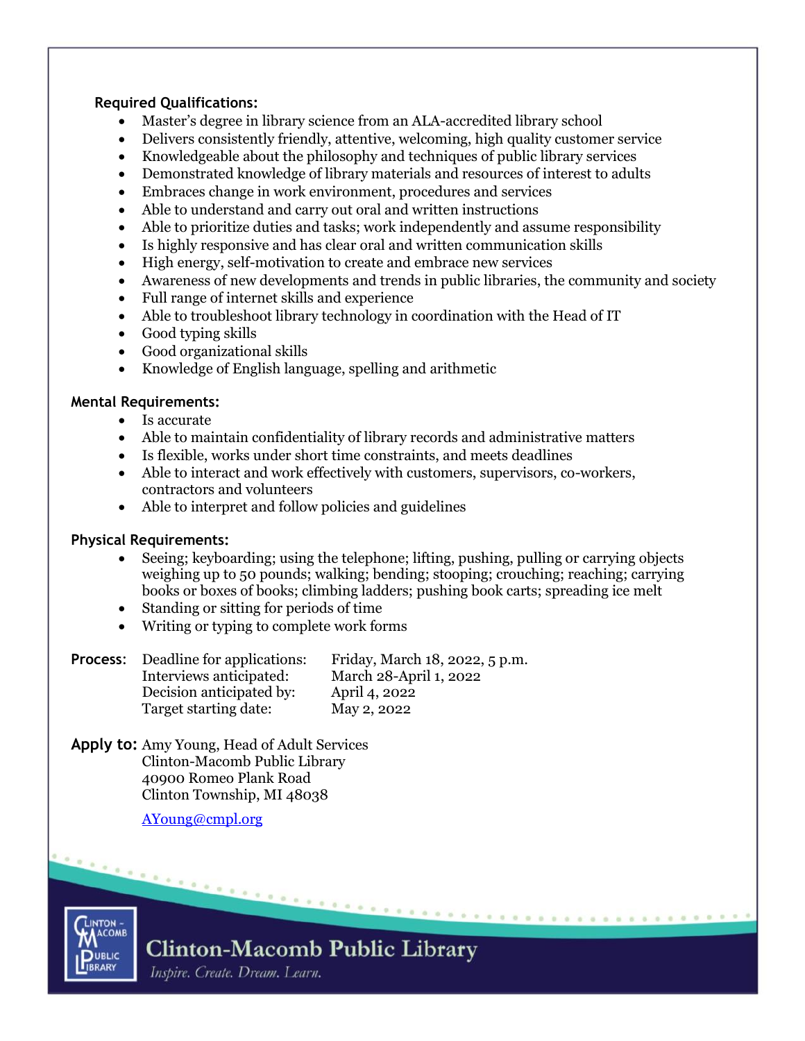**Required Qualifications:**

- Master's degree in library science from an ALA-accredited library school
- Delivers consistently friendly, attentive, welcoming, high quality customer service
- Knowledgeable about the philosophy and techniques of public library services
- Demonstrated knowledge of library materials and resources of interest to adults
- Embraces change in work environment, procedures and services
- Able to understand and carry out oral and written instructions
- Able to prioritize duties and tasks; work independently and assume responsibility
- Is highly responsive and has clear oral and written communication skills
- High energy, self-motivation to create and embrace new services
- Awareness of new developments and trends in public libraries, the community and society
- Full range of internet skills and experience
- Able to troubleshoot library technology in coordination with the Head of IT
- Good typing skills
- Good organizational skills
- Knowledge of English language, spelling and arithmetic

**Mental Requirements:**

- Is accurate
- Able to maintain confidentiality of library records and administrative matters
- Is flexible, works under short time constraints, and meets deadlines
- Able to interact and work effectively with customers, supervisors, co-workers, contractors and volunteers
- Able to interpret and follow policies and guidelines

**Physical Requirements:**

- Seeing; keyboarding; using the telephone; lifting, pushing, pulling or carrying objects weighing up to 50 pounds; walking; bending; stooping; crouching; reaching; carrying books or boxes of books; climbing ladders; pushing book carts; spreading ice melt
- Standing or sitting for periods of time
- Writing or typing to complete work forms

**Process:**

| | |
|---|---|
| Deadline for applications: | Friday, March 18, 2022, 5 p.m. |
| Interviews anticipated: | March 28-April 1, 2022 |
| Decision anticipated by: | April 4, 2022 |
| Target starting date: | May 2, 2022 |

**Apply to:** Amy Young, Head of Adult Services
Clinton-Macomb Public Library
40900 Romeo Plank Road
Clinton Township, MI 48038

AYoung@cmpl.org

Clinton-Macomb Public Library
*Inspire. Create. Dream. Learn.*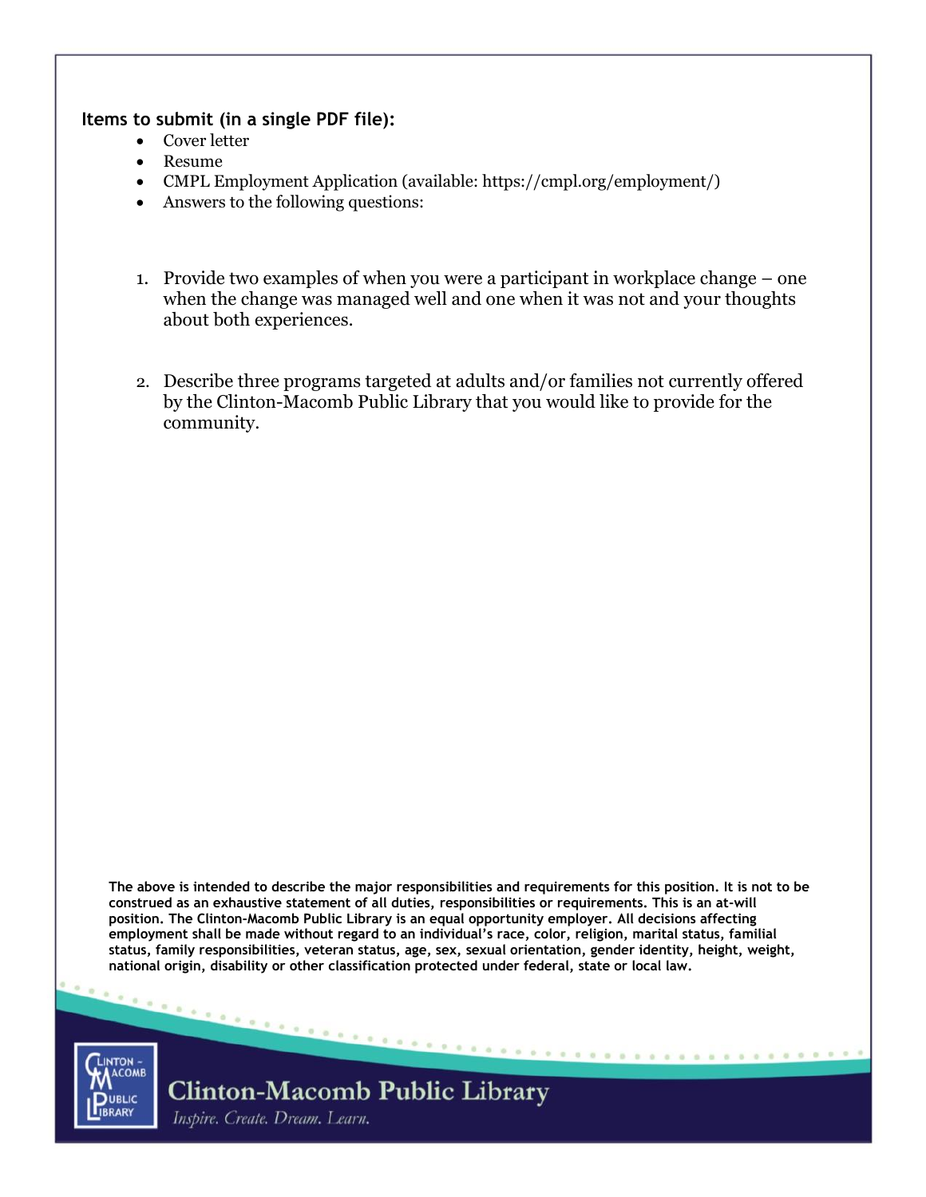**Items to submit (in a single PDF file):**

- Cover letter
- Resume
- CMPL Employment Application (available: https://cmpl.org/employment/)
- Answers to the following questions:

1. Provide two examples of when you were a participant in workplace change – one when the change was managed well and one when it was not and your thoughts about both experiences.
2. Describe three programs targeted at adults and/or families not currently offered by the Clinton-Macomb Public Library that you would like to provide for the community.

**The above is intended to describe the major responsibilities and requirements for this position. It is not to be construed as an exhaustive statement of all duties, responsibilities or requirements. This is an at-will position. The Clinton-Macomb Public Library is an equal opportunity employer. All decisions affecting employment shall be made without regard to an individual's race, color, religion, marital status, familial status, family responsibilities, veteran status, age, sex, sexual orientation, gender identity, height, weight, national origin, disability or other classification protected under federal, state or local law.**